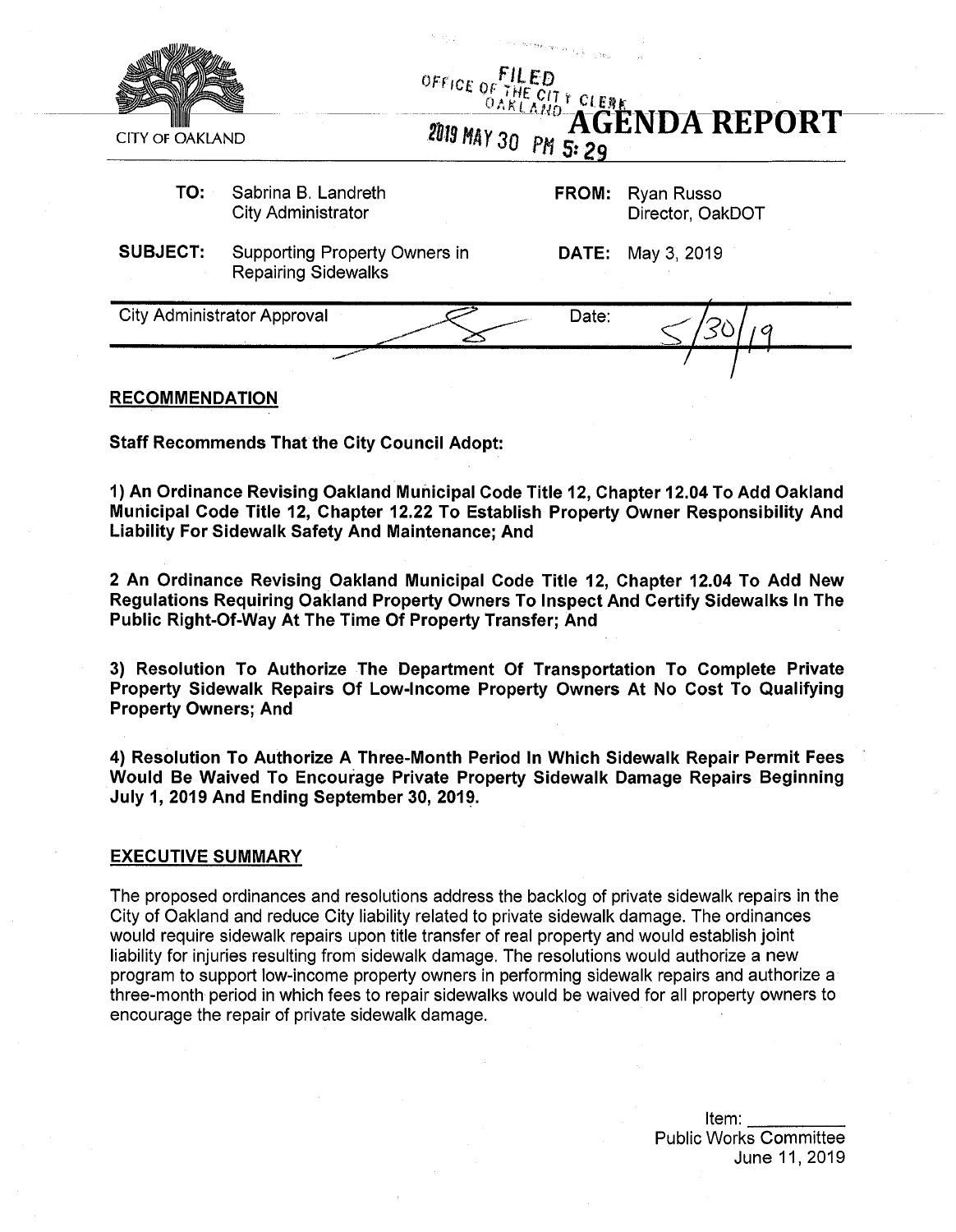CITY OF OAKLAND

FILED
OFFICE OF THE CITY CLERK
OAKLAND
2019 MAY 30 PM 5:29

# AGENDA REPORT

| | | | |
|---|---|---|---|
| **TO:** | Sabrina B. Landreth<br>City Administrator | **FROM:** | Ryan Russo<br>Director, OakDOT |
| **SUBJECT:** | Supporting Property Owners in Repairing Sidewalks | **DATE:** | May 3, 2019 |

City Administrator Approval | Date: 5/30/19

## RECOMMENDATION

**Staff Recommends That the City Council Adopt:**

**1) An Ordinance Revising Oakland Municipal Code Title 12, Chapter 12.04 To Add Oakland Municipal Code Title 12, Chapter 12.22 To Establish Property Owner Responsibility And Liability For Sidewalk Safety And Maintenance; And**

**2 An Ordinance Revising Oakland Municipal Code Title 12, Chapter 12.04 To Add New Regulations Requiring Oakland Property Owners To Inspect And Certify Sidewalks In The Public Right-Of-Way At The Time Of Property Transfer; And**

**3) Resolution To Authorize The Department Of Transportation To Complete Private Property Sidewalk Repairs Of Low-Income Property Owners At No Cost To Qualifying Property Owners; And**

**4) Resolution To Authorize A Three-Month Period In Which Sidewalk Repair Permit Fees Would Be Waived To Encourage Private Property Sidewalk Damage Repairs Beginning July 1, 2019 And Ending September 30, 2019.**

## EXECUTIVE SUMMARY

The proposed ordinances and resolutions address the backlog of private sidewalk repairs in the City of Oakland and reduce City liability related to private sidewalk damage. The ordinances would require sidewalk repairs upon title transfer of real property and would establish joint liability for injuries resulting from sidewalk damage. The resolutions would authorize a new program to support low-income property owners in performing sidewalk repairs and authorize a three-month period in which fees to repair sidewalks would be waived for all property owners to encourage the repair of private sidewalk damage.

Item: \_\_\_\_\_\_\_\_\_\_
Public Works Committee
June 11, 2019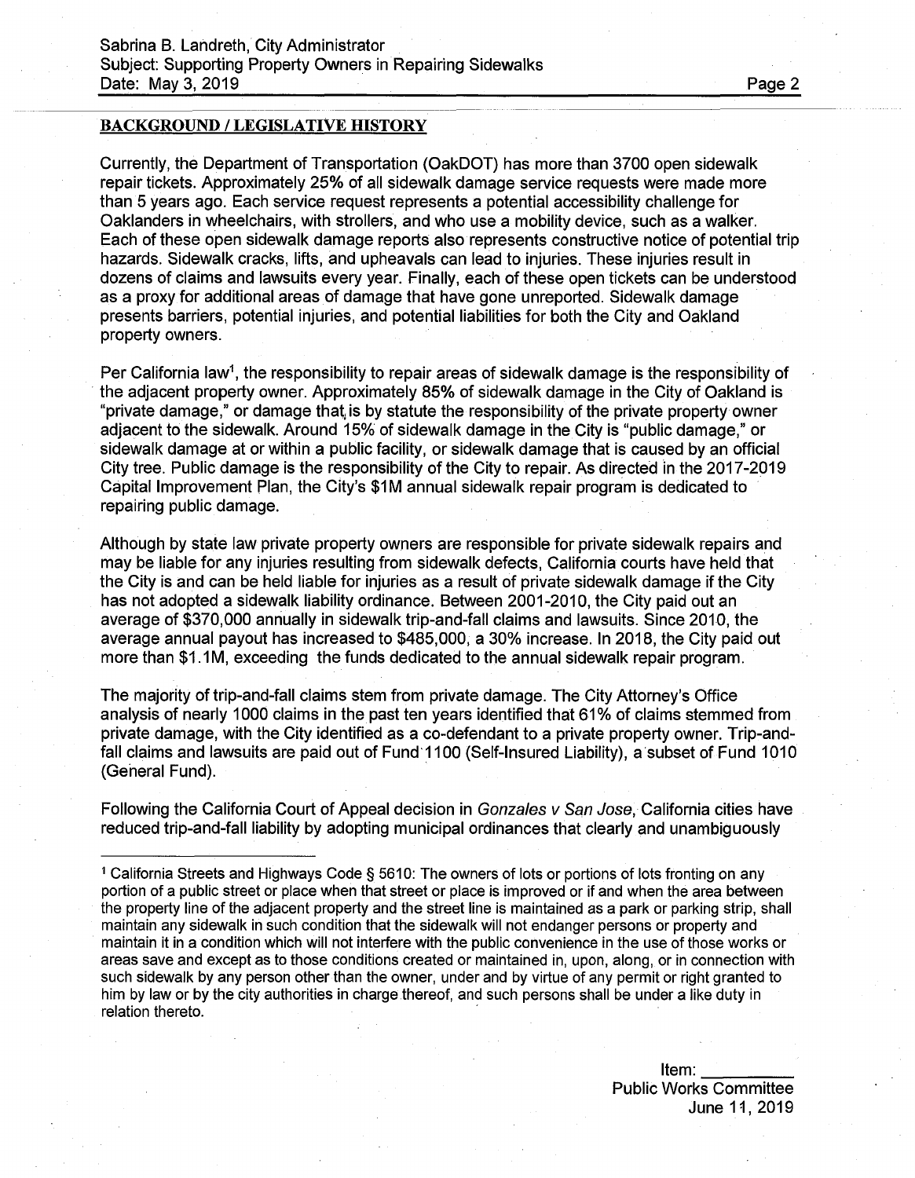## BACKGROUND / LEGISLATIVE HISTORY

Currently, the Department of Transportation (OakDOT) has more than 3700 open sidewalk repair tickets. Approximately 25% of all sidewalk damage service requests were made more than 5 years ago. Each service request represents a potential accessibility challenge for Oaklanders in wheelchairs, with strollers, and who use a mobility device, such as a walker. Each of these open sidewalk damage reports also represents constructive notice of potential trip hazards. Sidewalk cracks, lifts, and upheavals can lead to injuries. These injuries result in dozens of claims and lawsuits every year. Finally, each of these open tickets can be understood as a proxy for additional areas of damage that have gone unreported. Sidewalk damage presents barriers, potential injuries, and potential liabilities for both the City and Oakland property owners.

Per California law[1], the responsibility to repair areas of sidewalk damage is the responsibility of the adjacent property owner. Approximately 85% of sidewalk damage in the City of Oakland is "private damage," or damage that is by statute the responsibility of the private property owner adjacent to the sidewalk. Around 15% of sidewalk damage in the City is "public damage," or sidewalk damage at or within a public facility, or sidewalk damage that is caused by an official City tree. Public damage is the responsibility of the City to repair. As directed in the 2017-2019 Capital Improvement Plan, the City's $1M annual sidewalk repair program is dedicated to repairing public damage.

Although by state law private property owners are responsible for private sidewalk repairs and may be liable for any injuries resulting from sidewalk defects, California courts have held that the City is and can be held liable for injuries as a result of private sidewalk damage if the City has not adopted a sidewalk liability ordinance. Between 2001-2010, the City paid out an average of $370,000 annually in sidewalk trip-and-fall claims and lawsuits. Since 2010, the average annual payout has increased to $485,000, a 30% increase. In 2018, the City paid out more than $1.1M, exceeding the funds dedicated to the annual sidewalk repair program.

The majority of trip-and-fall claims stem from private damage. The City Attorney's Office analysis of nearly 1000 claims in the past ten years identified that 61% of claims stemmed from private damage, with the City identified as a co-defendant to a private property owner. Trip-and-fall claims and lawsuits are paid out of Fund 1100 (Self-Insured Liability), a subset of Fund 1010 (General Fund).

Following the California Court of Appeal decision in *Gonzales v San Jose*, California cities have reduced trip-and-fall liability by adopting municipal ordinances that clearly and unambiguously

---

[1] California Streets and Highways Code § 5610: The owners of lots or portions of lots fronting on any portion of a public street or place when that street or place is improved or if and when the area between the property line of the adjacent property and the street line is maintained as a park or parking strip, shall maintain any sidewalk in such condition that the sidewalk will not endanger persons or property and maintain it in a condition which will not interfere with the public convenience in the use of those works or areas save and except as to those conditions created or maintained in, upon, along, or in connection with such sidewalk by any person other than the owner, under and by virtue of any permit or right granted to him by law or by the city authorities in charge thereof, and such persons shall be under a like duty in relation thereto.

Item: ___________
Public Works Committee
June 11, 2019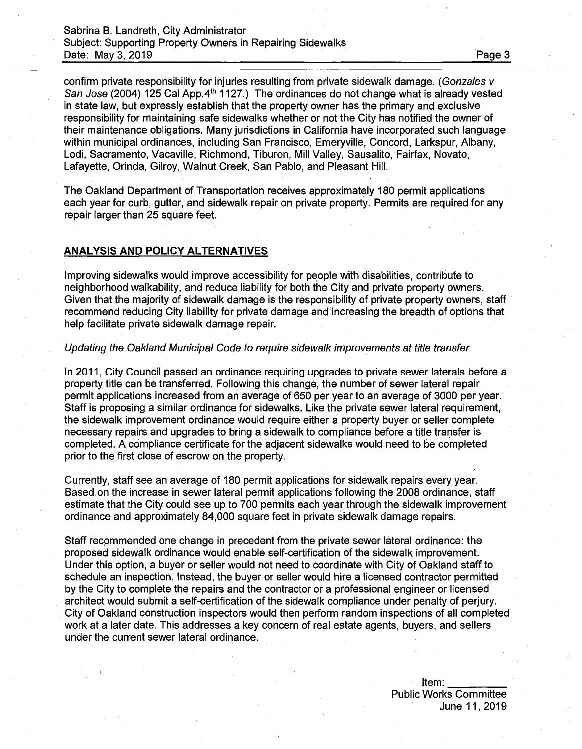confirm private responsibility for injuries resulting from private sidewalk damage. (*Gonzales v San Jose* (2004) 125 Cal App.4th 1127.) The ordinances do not change what is already vested in state law, but expressly establish that the property owner has the primary and exclusive responsibility for maintaining safe sidewalks whether or not the City has notified the owner of their maintenance obligations. Many jurisdictions in California have incorporated such language within municipal ordinances, including San Francisco, Emeryville, Concord, Larkspur, Albany, Lodi, Sacramento, Vacaville, Richmond, Tiburon, Mill Valley, Sausalito, Fairfax, Novato, Lafayette, Orinda, Gilroy, Walnut Creek, San Pablo, and Pleasant Hill.

The Oakland Department of Transportation receives approximately 180 permit applications each year for curb, gutter, and sidewalk repair on private property. Permits are required for any repair larger than 25 square feet.

## ANALYSIS AND POLICY ALTERNATIVES

Improving sidewalks would improve accessibility for people with disabilities, contribute to neighborhood walkability, and reduce liability for both the City and private property owners. Given that the majority of sidewalk damage is the responsibility of private property owners, staff recommend reducing City liability for private damage and increasing the breadth of options that help facilitate private sidewalk damage repair.

*Updating the Oakland Municipal Code to require sidewalk improvements at title transfer*

In 2011, City Council passed an ordinance requiring upgrades to private sewer laterals before a property title can be transferred. Following this change, the number of sewer lateral repair permit applications increased from an average of 650 per year to an average of 3000 per year. Staff is proposing a similar ordinance for sidewalks. Like the private sewer lateral requirement, the sidewalk improvement ordinance would require either a property buyer or seller complete necessary repairs and upgrades to bring a sidewalk to compliance before a title transfer is completed. A compliance certificate for the adjacent sidewalks would need to be completed prior to the first close of escrow on the property.

Currently, staff see an average of 180 permit applications for sidewalk repairs every year. Based on the increase in sewer lateral permit applications following the 2008 ordinance, staff estimate that the City could see up to 700 permits each year through the sidewalk improvement ordinance and approximately 84,000 square feet in private sidewalk damage repairs.

Staff recommended one change in precedent from the private sewer lateral ordinance: the proposed sidewalk ordinance would enable self-certification of the sidewalk improvement. Under this option, a buyer or seller would not need to coordinate with City of Oakland staff to schedule an inspection. Instead, the buyer or seller would hire a licensed contractor permitted by the City to complete the repairs and the contractor or a professional engineer or licensed architect would submit a self-certification of the sidewalk compliance under penalty of perjury. City of Oakland construction inspectors would then perform random inspections of all completed work at a later date. This addresses a key concern of real estate agents, buyers, and sellers under the current sewer lateral ordinance.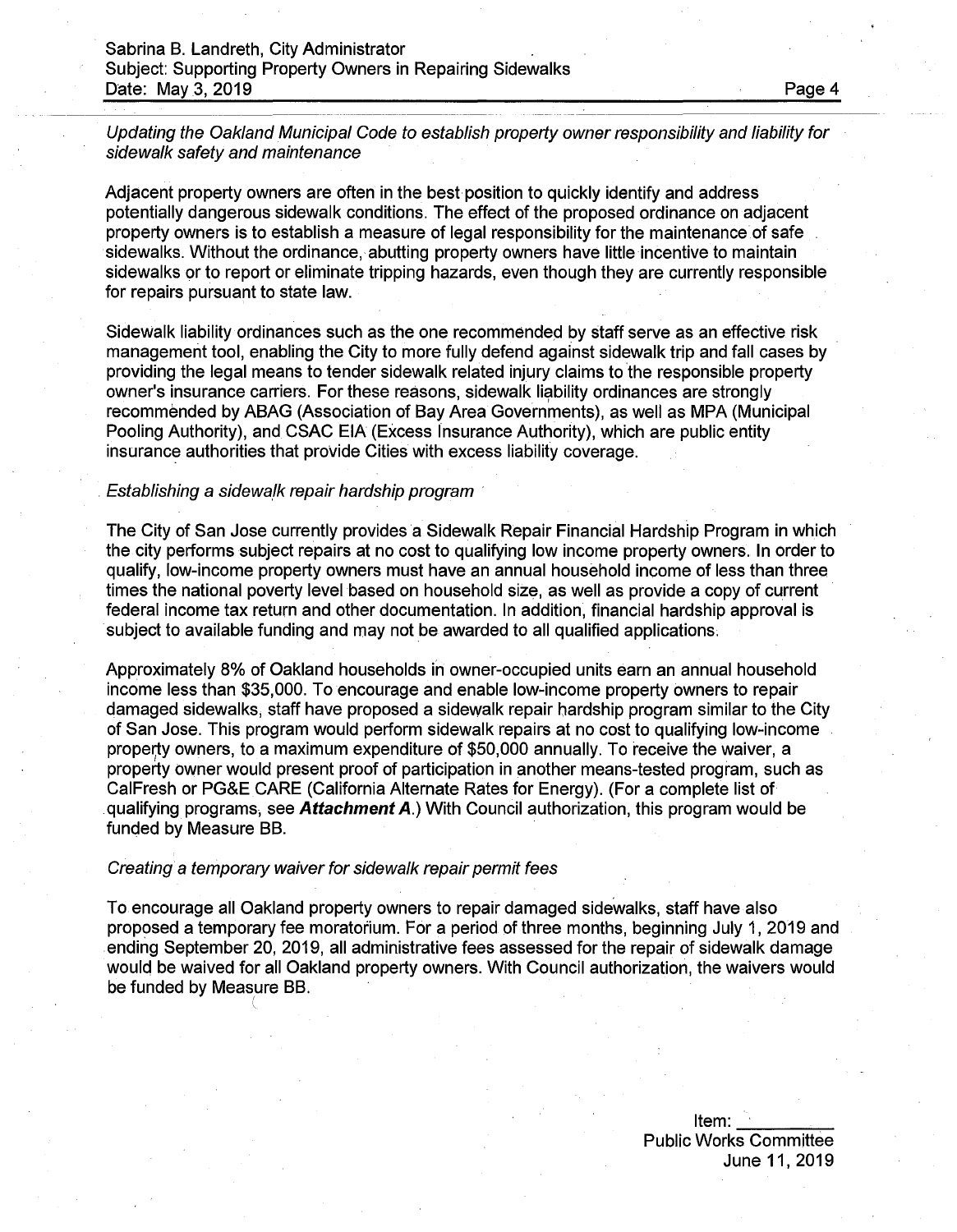*Updating the Oakland Municipal Code to establish property owner responsibility and liability for sidewalk safety and maintenance*

Adjacent property owners are often in the best position to quickly identify and address potentially dangerous sidewalk conditions. The effect of the proposed ordinance on adjacent property owners is to establish a measure of legal responsibility for the maintenance of safe sidewalks. Without the ordinance, abutting property owners have little incentive to maintain sidewalks or to report or eliminate tripping hazards, even though they are currently responsible for repairs pursuant to state law.

Sidewalk liability ordinances such as the one recommended by staff serve as an effective risk management tool, enabling the City to more fully defend against sidewalk trip and fall cases by providing the legal means to tender sidewalk related injury claims to the responsible property owner's insurance carriers. For these reasons, sidewalk liability ordinances are strongly recommended by ABAG (Association of Bay Area Governments), as well as MPA (Municipal Pooling Authority), and CSAC EIA (Excess Insurance Authority), which are public entity insurance authorities that provide Cities with excess liability coverage.

*Establishing a sidewalk repair hardship program*

The City of San Jose currently provides a Sidewalk Repair Financial Hardship Program in which the city performs subject repairs at no cost to qualifying low income property owners. In order to qualify, low-income property owners must have an annual household income of less than three times the national poverty level based on household size, as well as provide a copy of current federal income tax return and other documentation. In addition, financial hardship approval is subject to available funding and may not be awarded to all qualified applications.

Approximately 8% of Oakland households in owner-occupied units earn an annual household income less than $35,000. To encourage and enable low-income property owners to repair damaged sidewalks, staff have proposed a sidewalk repair hardship program similar to the City of San Jose. This program would perform sidewalk repairs at no cost to qualifying low-income property owners, to a maximum expenditure of $50,000 annually. To receive the waiver, a property owner would present proof of participation in another means-tested program, such as CalFresh or PG&E CARE (California Alternate Rates for Energy). (For a complete list of qualifying programs, see ***Attachment A***.) With Council authorization, this program would be funded by Measure BB.

*Creating a temporary waiver for sidewalk repair permit fees*

To encourage all Oakland property owners to repair damaged sidewalks, staff have also proposed a temporary fee moratorium. For a period of three months, beginning July 1, 2019 and ending September 20, 2019, all administrative fees assessed for the repair of sidewalk damage would be waived for all Oakland property owners. With Council authorization, the waivers would be funded by Measure BB.

Item: \_\_\_\_\_\_\_\_\_\_
Public Works Committee
June 11, 2019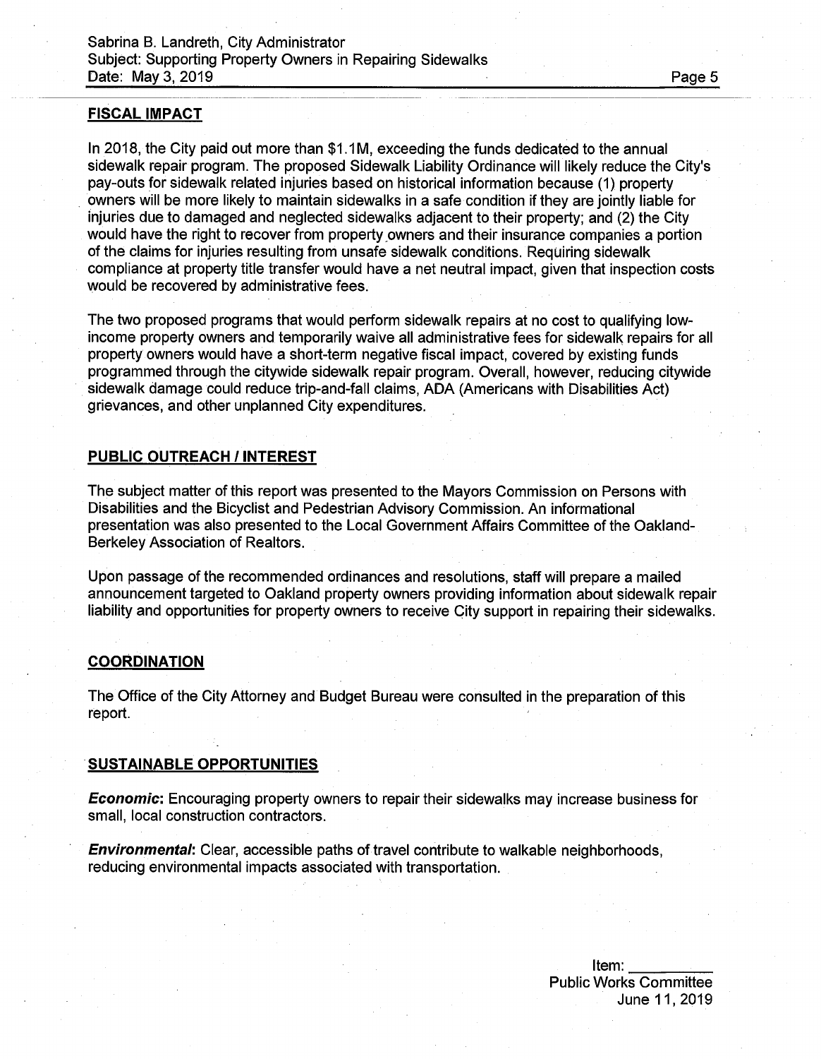## FISCAL IMPACT

In 2018, the City paid out more than $1.1M, exceeding the funds dedicated to the annual sidewalk repair program. The proposed Sidewalk Liability Ordinance will likely reduce the City's pay-outs for sidewalk related injuries based on historical information because (1) property owners will be more likely to maintain sidewalks in a safe condition if they are jointly liable for injuries due to damaged and neglected sidewalks adjacent to their property; and (2) the City would have the right to recover from property owners and their insurance companies a portion of the claims for injuries resulting from unsafe sidewalk conditions. Requiring sidewalk compliance at property title transfer would have a net neutral impact, given that inspection costs would be recovered by administrative fees.

The two proposed programs that would perform sidewalk repairs at no cost to qualifying low-income property owners and temporarily waive all administrative fees for sidewalk repairs for all property owners would have a short-term negative fiscal impact, covered by existing funds programmed through the citywide sidewalk repair program. Overall, however, reducing citywide sidewalk damage could reduce trip-and-fall claims, ADA (Americans with Disabilities Act) grievances, and other unplanned City expenditures.

## PUBLIC OUTREACH / INTEREST

The subject matter of this report was presented to the Mayors Commission on Persons with Disabilities and the Bicyclist and Pedestrian Advisory Commission. An informational presentation was also presented to the Local Government Affairs Committee of the Oakland-Berkeley Association of Realtors.

Upon passage of the recommended ordinances and resolutions, staff will prepare a mailed announcement targeted to Oakland property owners providing information about sidewalk repair liability and opportunities for property owners to receive City support in repairing their sidewalks.

## COORDINATION

The Office of the City Attorney and Budget Bureau were consulted in the preparation of this report.

## SUSTAINABLE OPPORTUNITIES

***Economic*:** Encouraging property owners to repair their sidewalks may increase business for small, local construction contractors.

***Environmental*:** Clear, accessible paths of travel contribute to walkable neighborhoods, reducing environmental impacts associated with transportation.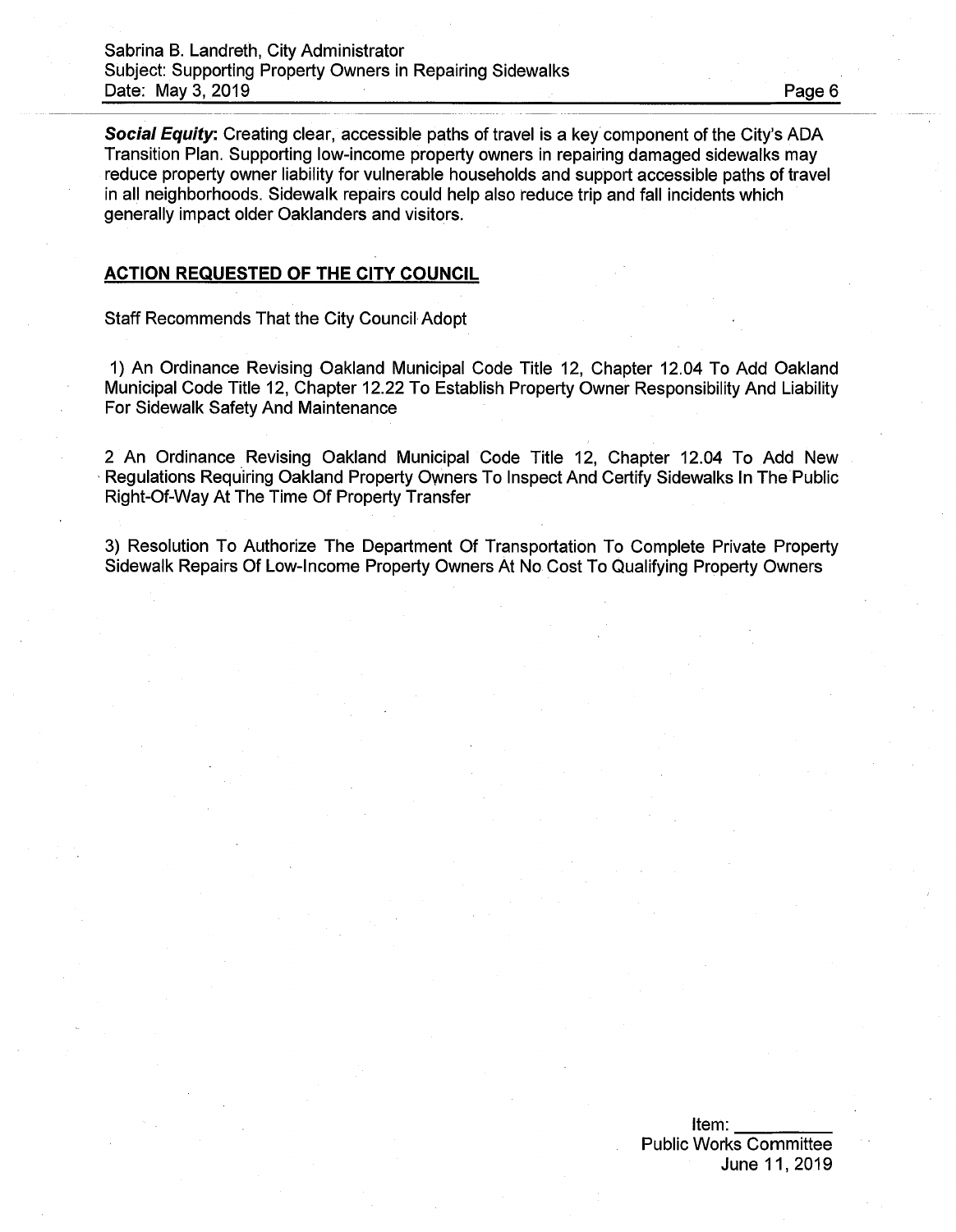***Social Equity***: Creating clear, accessible paths of travel is a key component of the City's ADA Transition Plan. Supporting low-income property owners in repairing damaged sidewalks may reduce property owner liability for vulnerable households and support accessible paths of travel in all neighborhoods. Sidewalk repairs could help also reduce trip and fall incidents which generally impact older Oaklanders and visitors.

## ACTION REQUESTED OF THE CITY COUNCIL

Staff Recommends That the City Council Adopt

1) An Ordinance Revising Oakland Municipal Code Title 12, Chapter 12.04 To Add Oakland Municipal Code Title 12, Chapter 12.22 To Establish Property Owner Responsibility And Liability For Sidewalk Safety And Maintenance

2 An Ordinance Revising Oakland Municipal Code Title 12, Chapter 12.04 To Add New Regulations Requiring Oakland Property Owners To Inspect And Certify Sidewalks In The Public Right-Of-Way At The Time Of Property Transfer

3) Resolution To Authorize The Department Of Transportation To Complete Private Property Sidewalk Repairs Of Low-Income Property Owners At No Cost To Qualifying Property Owners

Item: \_\_\_\_\_\_\_\_\_\_
Public Works Committee
June 11, 2019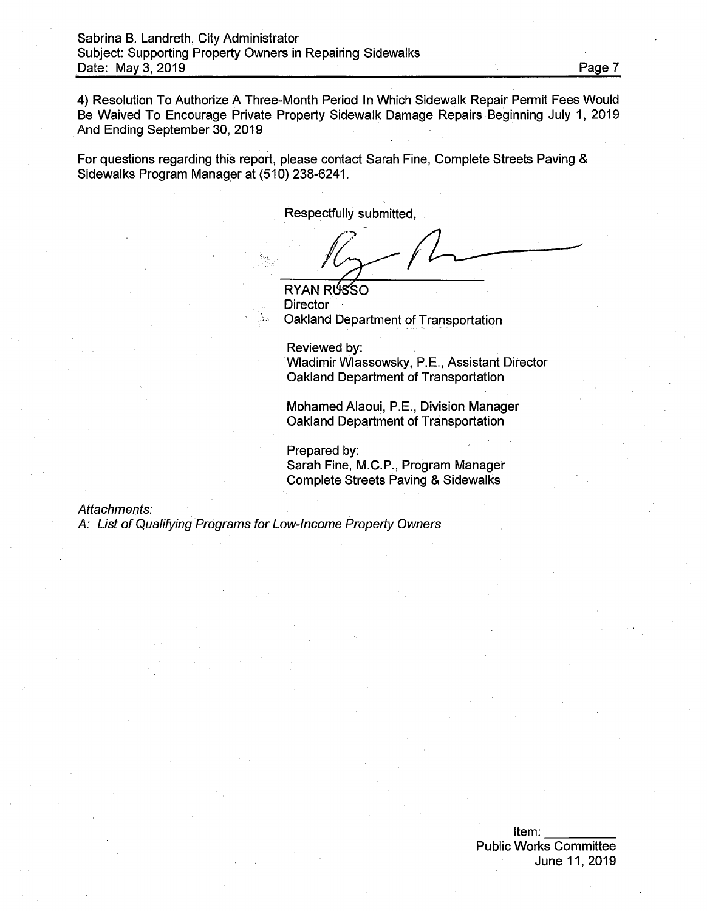4) Resolution To Authorize A Three-Month Period In Which Sidewalk Repair Permit Fees Would Be Waived To Encourage Private Property Sidewalk Damage Repairs Beginning July 1, 2019 And Ending September 30, 2019

For questions regarding this report, please contact Sarah Fine, Complete Streets Paving & Sidewalks Program Manager at (510) 238-6241.

Respectfully submitted,

RYAN RUSSO
Director
Oakland Department of Transportation

Reviewed by:
Wladimir Wlassowsky, P.E., Assistant Director
Oakland Department of Transportation

Mohamed Alaoui, P.E., Division Manager
Oakland Department of Transportation

Prepared by:
Sarah Fine, M.C.P., Program Manager
Complete Streets Paving & Sidewalks

*Attachments:*
*A: List of Qualifying Programs for Low-Income Property Owners*

Item: ________
Public Works Committee
June 11, 2019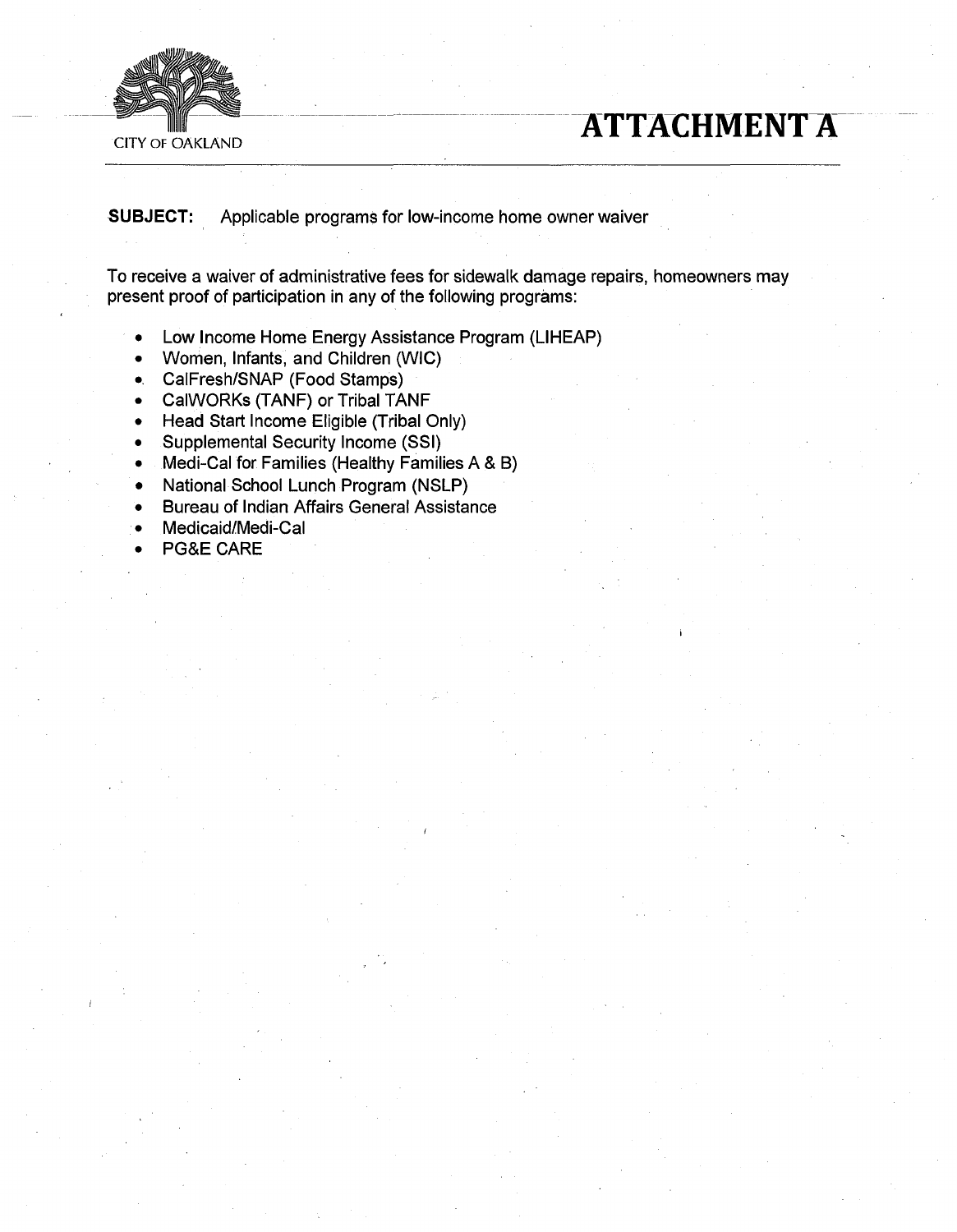CITY OF OAKLAND

# ATTACHMENT A

**SUBJECT:** Applicable programs for low-income home owner waiver

To receive a waiver of administrative fees for sidewalk damage repairs, homeowners may present proof of participation in any of the following programs:

- Low Income Home Energy Assistance Program (LIHEAP)
- Women, Infants, and Children (WIC)
- CalFresh/SNAP (Food Stamps)
- CalWORKs (TANF) or Tribal TANF
- Head Start Income Eligible (Tribal Only)
- Supplemental Security Income (SSI)
- Medi-Cal for Families (Healthy Families A & B)
- National School Lunch Program (NSLP)
- Bureau of Indian Affairs General Assistance
- Medicaid/Medi-Cal
- PG&E CARE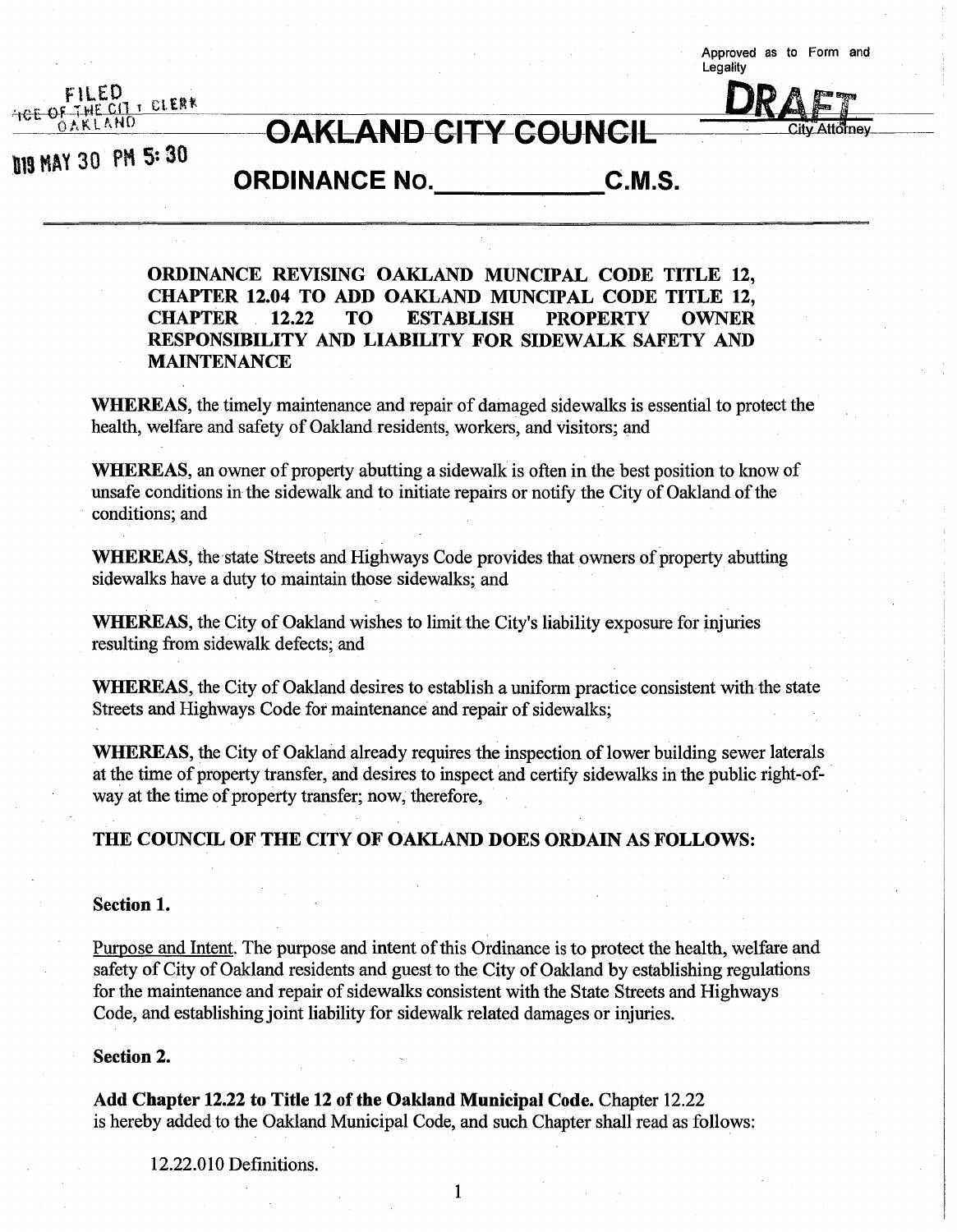Approved as to Form and Legality

FILED
OFFICE OF THE CITY CLERK
OAKLAND

2019 MAY 30 PM 5: 30

**DRAFT**
City Attorney

# OAKLAND CITY COUNCIL

## ORDINANCE No.____________C.M.S.

**ORDINANCE REVISING OAKLAND MUNCIPAL CODE TITLE 12, CHAPTER 12.04 TO ADD OAKLAND MUNCIPAL CODE TITLE 12, CHAPTER 12.22 TO ESTABLISH PROPERTY OWNER RESPONSIBILITY AND LIABILITY FOR SIDEWALK SAFETY AND MAINTENANCE**

**WHEREAS**, the timely maintenance and repair of damaged sidewalks is essential to protect the health, welfare and safety of Oakland residents, workers, and visitors; and

**WHEREAS**, an owner of property abutting a sidewalk is often in the best position to know of unsafe conditions in the sidewalk and to initiate repairs or notify the City of Oakland of the conditions; and

**WHEREAS**, the state Streets and Highways Code provides that owners of property abutting sidewalks have a duty to maintain those sidewalks; and

**WHEREAS**, the City of Oakland wishes to limit the City's liability exposure for injuries resulting from sidewalk defects; and

**WHEREAS**, the City of Oakland desires to establish a uniform practice consistent with the state Streets and Highways Code for maintenance and repair of sidewalks;

**WHEREAS**, the City of Oakland already requires the inspection of lower building sewer laterals at the time of property transfer, and desires to inspect and certify sidewalks in the public right-of-way at the time of property transfer; now, therefore,

**THE COUNCIL OF THE CITY OF OAKLAND DOES ORDAIN AS FOLLOWS:**

**Section 1.**

Purpose and Intent. The purpose and intent of this Ordinance is to protect the health, welfare and safety of City of Oakland residents and guest to the City of Oakland by establishing regulations for the maintenance and repair of sidewalks consistent with the State Streets and Highways Code, and establishing joint liability for sidewalk related damages or injuries.

**Section 2.**

**Add Chapter 12.22 to Title 12 of the Oakland Municipal Code.** Chapter 12.22 is hereby added to the Oakland Municipal Code, and such Chapter shall read as follows:

12.22.010 Definitions.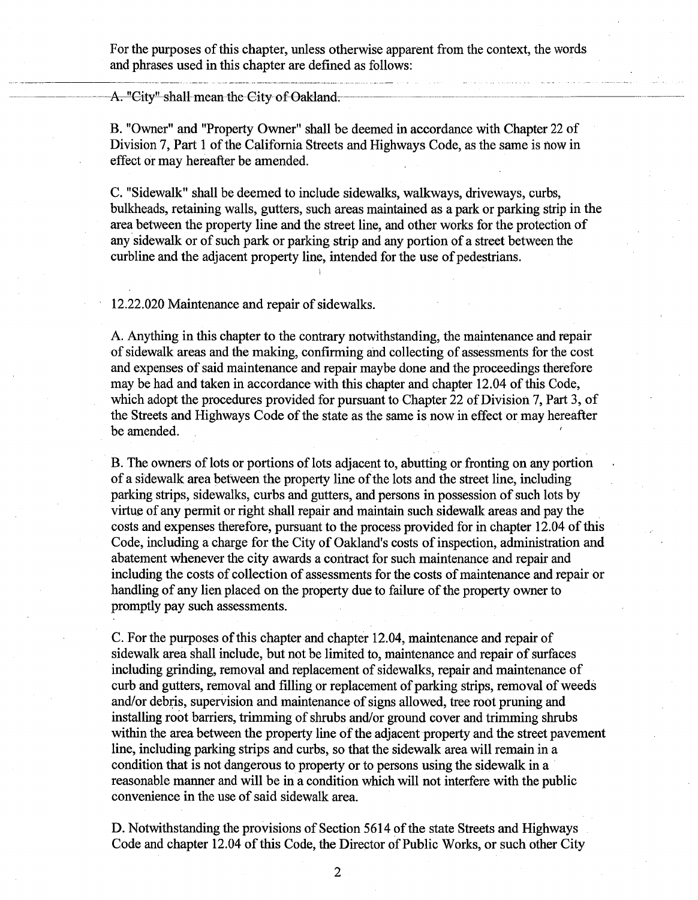For the purposes of this chapter, unless otherwise apparent from the context, the words and phrases used in this chapter are defined as follows:

~~A. "City" shall mean the City of Oakland.~~

B. "Owner" and "Property Owner" shall be deemed in accordance with Chapter 22 of Division 7, Part 1 of the California Streets and Highways Code, as the same is now in effect or may hereafter be amended.

C. "Sidewalk" shall be deemed to include sidewalks, walkways, driveways, curbs, bulkheads, retaining walls, gutters, such areas maintained as a park or parking strip in the area between the property line and the street line, and other works for the protection of any sidewalk or of such park or parking strip and any portion of a street between the curbline and the adjacent property line, intended for the use of pedestrians.

12.22.020 Maintenance and repair of sidewalks.

A. Anything in this chapter to the contrary notwithstanding, the maintenance and repair of sidewalk areas and the making, confirming and collecting of assessments for the cost and expenses of said maintenance and repair maybe done and the proceedings therefore may be had and taken in accordance with this chapter and chapter 12.04 of this Code, which adopt the procedures provided for pursuant to Chapter 22 of Division 7, Part 3, of the Streets and Highways Code of the state as the same is now in effect or may hereafter be amended.

B. The owners of lots or portions of lots adjacent to, abutting or fronting on any portion of a sidewalk area between the property line of the lots and the street line, including parking strips, sidewalks, curbs and gutters, and persons in possession of such lots by virtue of any permit or right shall repair and maintain such sidewalk areas and pay the costs and expenses therefore, pursuant to the process provided for in chapter 12.04 of this Code, including a charge for the City of Oakland's costs of inspection, administration and abatement whenever the city awards a contract for such maintenance and repair and including the costs of collection of assessments for the costs of maintenance and repair or handling of any lien placed on the property due to failure of the property owner to promptly pay such assessments.

C. For the purposes of this chapter and chapter 12.04, maintenance and repair of sidewalk area shall include, but not be limited to, maintenance and repair of surfaces including grinding, removal and replacement of sidewalks, repair and maintenance of curb and gutters, removal and filling or replacement of parking strips, removal of weeds and/or debris, supervision and maintenance of signs allowed, tree root pruning and installing root barriers, trimming of shrubs and/or ground cover and trimming shrubs within the area between the property line of the adjacent property and the street pavement line, including parking strips and curbs, so that the sidewalk area will remain in a condition that is not dangerous to property or to persons using the sidewalk in a reasonable manner and will be in a condition which will not interfere with the public convenience in the use of said sidewalk area.

D. Notwithstanding the provisions of Section 5614 of the state Streets and Highways Code and chapter 12.04 of this Code, the Director of Public Works, or such other City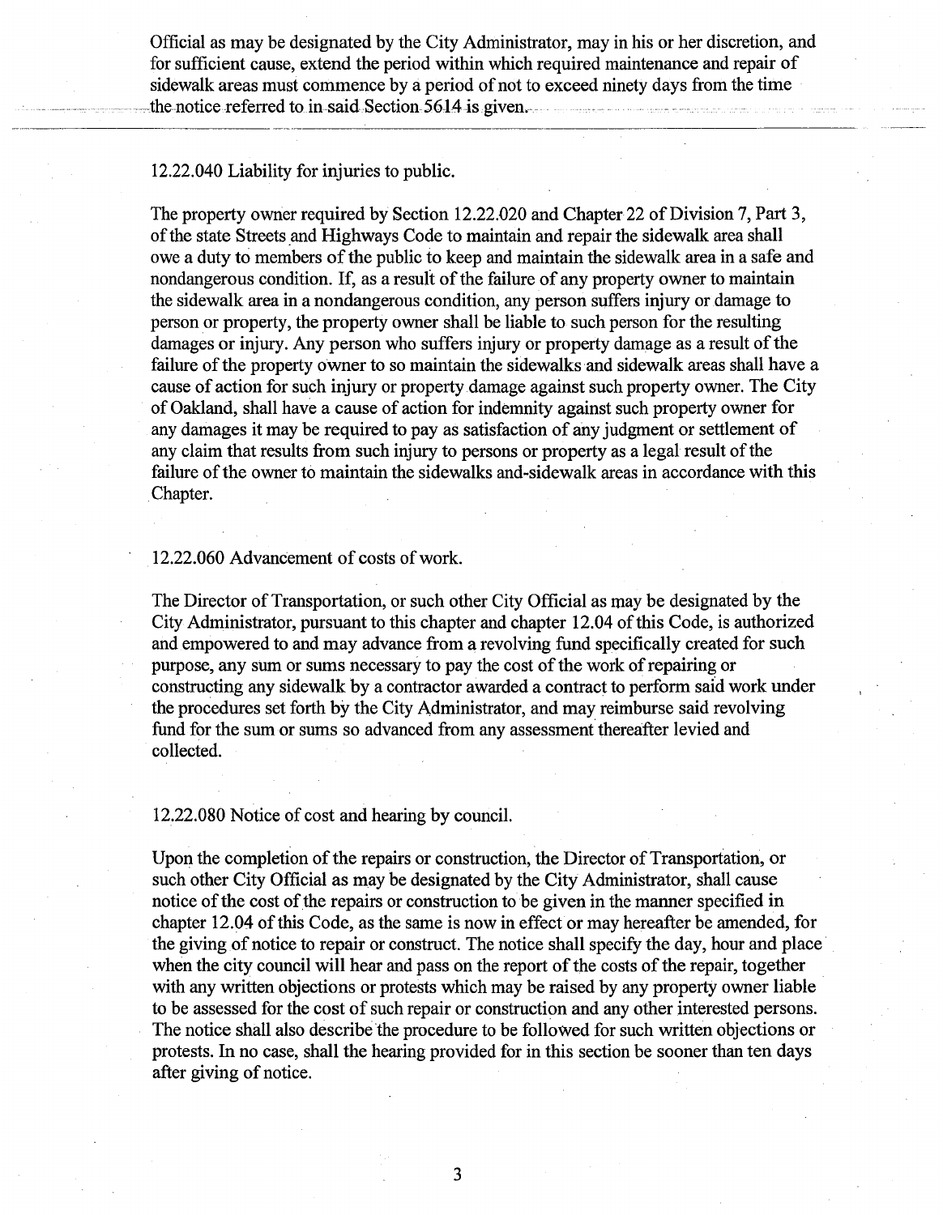Official as may be designated by the City Administrator, may in his or her discretion, and for sufficient cause, extend the period within which required maintenance and repair of sidewalk areas must commence by a period of not to exceed ninety days from the time the notice referred to in said Section 5614 is given.

---

12.22.040 Liability for injuries to public.

The property owner required by Section 12.22.020 and Chapter 22 of Division 7, Part 3, of the state Streets and Highways Code to maintain and repair the sidewalk area shall owe a duty to members of the public to keep and maintain the sidewalk area in a safe and nondangerous condition. If, as a result of the failure of any property owner to maintain the sidewalk area in a nondangerous condition, any person suffers injury or damage to person or property, the property owner shall be liable to such person for the resulting damages or injury. Any person who suffers injury or property damage as a result of the failure of the property owner to so maintain the sidewalks and sidewalk areas shall have a cause of action for such injury or property damage against such property owner. The City of Oakland, shall have a cause of action for indemnity against such property owner for any damages it may be required to pay as satisfaction of any judgment or settlement of any claim that results from such injury to persons or property as a legal result of the failure of the owner to maintain the sidewalks and-sidewalk areas in accordance with this Chapter.

12.22.060 Advancement of costs of work.

The Director of Transportation, or such other City Official as may be designated by the City Administrator, pursuant to this chapter and chapter 12.04 of this Code, is authorized and empowered to and may advance from a revolving fund specifically created for such purpose, any sum or sums necessary to pay the cost of the work of repairing or constructing any sidewalk by a contractor awarded a contract to perform said work under the procedures set forth by the City Administrator, and may reimburse said revolving fund for the sum or sums so advanced from any assessment thereafter levied and collected.

12.22.080 Notice of cost and hearing by council.

Upon the completion of the repairs or construction, the Director of Transportation, or such other City Official as may be designated by the City Administrator, shall cause notice of the cost of the repairs or construction to be given in the manner specified in chapter 12.04 of this Code, as the same is now in effect or may hereafter be amended, for the giving of notice to repair or construct. The notice shall specify the day, hour and place when the city council will hear and pass on the report of the costs of the repair, together with any written objections or protests which may be raised by any property owner liable to be assessed for the cost of such repair or construction and any other interested persons. The notice shall also describe the procedure to be followed for such written objections or protests. In no case, shall the hearing provided for in this section be sooner than ten days after giving of notice.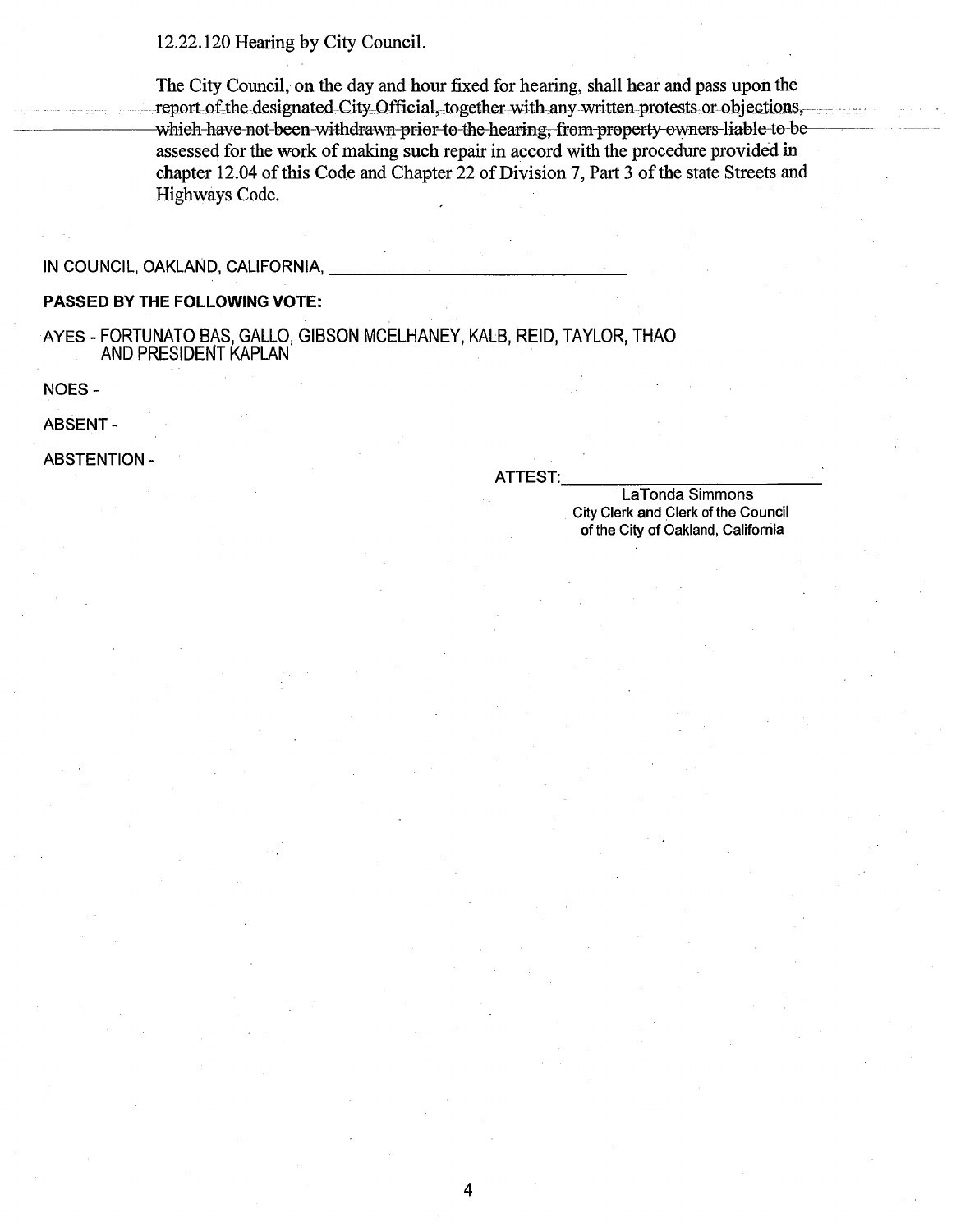12.22.120 Hearing by City Council.

The City Council, on the day and hour fixed for hearing, shall hear and pass upon the ~~report of the designated City Official, together with any written protests or objections, which have not been withdrawn prior to the hearing, from property owners liable to be~~ assessed for the work of making such repair in accord with the procedure provided in chapter 12.04 of this Code and Chapter 22 of Division 7, Part 3 of the state Streets and Highways Code.

IN COUNCIL, OAKLAND, CALIFORNIA, ______________________________

**PASSED BY THE FOLLOWING VOTE:**

AYES - FORTUNATO BAS, GALLO, GIBSON MCELHANEY, KALB, REID, TAYLOR, THAO AND PRESIDENT KAPLAN

NOES -

ABSENT -

ABSTENTION -

ATTEST: ______________________________

LaTonda Simmons
City Clerk and Clerk of the Council
of the City of Oakland, California